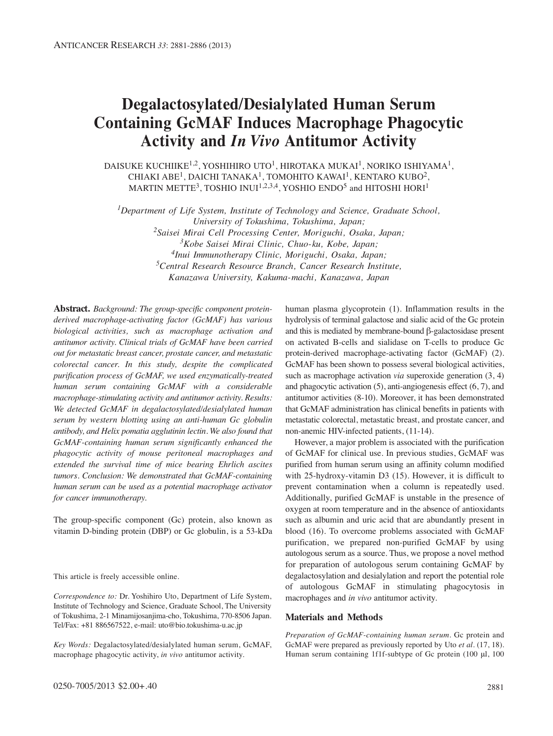# Degalactosylated/Desialylated Human Serum Containing GcMAF Induces Macrophage Phagocytic Activity and *In Vivo* Antitumor Activity

DAISUKE KUCHIIKE[1,2], YOSHIHIRO UTO[1], HIROTAKA MUKAI[1], NORIKO ISHIYAMA[1], CHIAKI ABE[1], DAICHI TANAKA[1], TOMOHITO KAWAI[1], KENTARO KUBO[2], MARTIN METTE[3], TOSHIO INUI[1,2,3,4], YOSHIO ENDO[5] and HITOSHI HORI[1]

[1]*Department of Life System, Institute of Technology and Science, Graduate School, University of Tokushima, Tokushima, Japan;*
[2]*Saisei Mirai Cell Processing Center, Moriguchi, Osaka, Japan;*
[3]*Kobe Saisei Mirai Clinic, Chuo-ku, Kobe, Japan;*
[4]*Inui Immunotherapy Clinic, Moriguchi, Osaka, Japan;*
[5]*Central Research Resource Branch, Cancer Research Institute, Kanazawa University, Kakuma-machi, Kanazawa, Japan*

**Abstract.** *Background: The group-specific component protein-derived macrophage-activating factor (GcMAF) has various biological activities, such as macrophage activation and antitumor activity. Clinical trials of GcMAF have been carried out for metastatic breast cancer, prostate cancer, and metastatic colorectal cancer. In this study, despite the complicated purification process of GcMAF, we used enzymatically-treated human serum containing GcMAF with a considerable macrophage-stimulating activity and antitumor activity. Results: We detected GcMAF in degalactosylated/desialylated human serum by western blotting using an anti-human Gc globulin antibody, and Helix pomatia agglutinin lectin. We also found that GcMAF-containing human serum significantly enhanced the phagocytic activity of mouse peritoneal macrophages and extended the survival time of mice bearing Ehrlich ascites tumors. Conclusion: We demonstrated that GcMAF-containing human serum can be used as a potential macrophage activator for cancer immunotherapy.*

The group-specific component (Gc) protein, also known as vitamin D-binding protein (DBP) or Gc globulin, is a 53-kDa human plasma glycoprotein (1). Inflammation results in the hydrolysis of terminal galactose and sialic acid of the Gc protein and this is mediated by membrane-bound β-galactosidase present on activated B-cells and sialidase on T-cells to produce Gc protein-derived macrophage-activating factor (GcMAF) (2). GcMAF has been shown to possess several biological activities, such as macrophage activation *via* superoxide generation (3, 4) and phagocytic activation (5), anti-angiogenesis effect (6, 7), and antitumor activities (8-10). Moreover, it has been demonstrated that GcMAF administration has clinical benefits in patients with metastatic colorectal, metastatic breast, and prostate cancer, and non-anemic HIV-infected patients, (11-14).

However, a major problem is associated with the purification of GcMAF for clinical use. In previous studies, GcMAF was purified from human serum using an affinity column modified with 25-hydroxy-vitamin D3 (15). However, it is difficult to prevent contamination when a column is repeatedly used. Additionally, purified GcMAF is unstable in the presence of oxygen at room temperature and in the absence of antioxidants such as albumin and uric acid that are abundantly present in blood (16). To overcome problems associated with GcMAF purification, we prepared non-purified GcMAF by using autologous serum as a source. Thus, we propose a novel method for preparation of autologous serum containing GcMAF by degalactosylation and desialylation and report the potential role of autologous GcMAF in stimulating phagocytosis in macrophages and *in vivo* antitumor activity.

This article is freely accessible online.

*Correspondence to:* Dr. Yoshihiro Uto, Department of Life System, Institute of Technology and Science, Graduate School, The University of Tokushima, 2-1 Minamijosanjima-cho, Tokushima, 770-8506 Japan. Tel/Fax: +81 886567522, e-mail: uto@bio.tokushima-u.ac.jp

*Key Words:* Degalactosylated/desialylated human serum, GcMAF, macrophage phagocytic activity, *in vivo* antitumor activity.

## Materials and Methods

*Preparation of GcMAF-containing human serum.* Gc protein and GcMAF were prepared as previously reported by Uto *et al.* (17, 18). Human serum containing 1f1f-subtype of Gc protein (100 µl, 100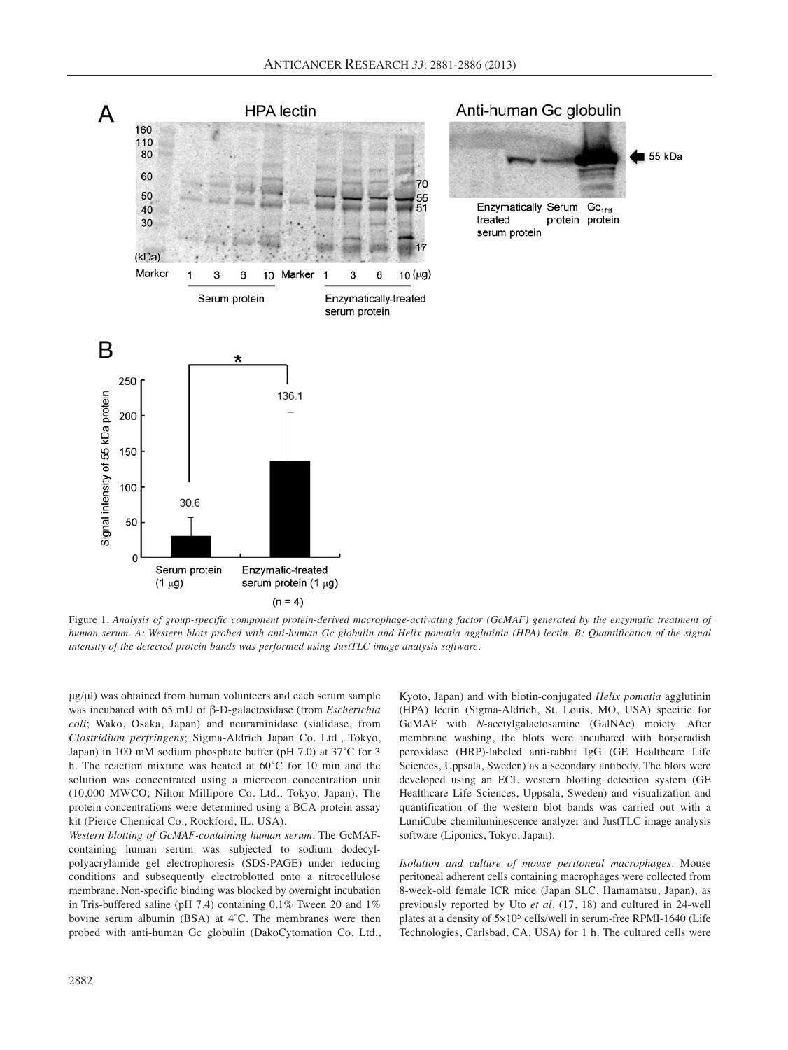Figure 1. *Analysis of group-specific component protein-derived macrophage-activating factor (GcMAF) generated by the enzymatic treatment of human serum. A: Western blots probed with anti-human Gc globulin and Helix pomatia agglutinin (HPA) lectin. B: Quantification of the signal intensity of the detected protein bands was performed using JustTLC image analysis software.*

μg/μl) was obtained from human volunteers and each serum sample was incubated with 65 mU of β-D-galactosidase (from *Escherichia coli*; Wako, Osaka, Japan) and neuraminidase (sialidase, from *Clostridium perfringens*; Sigma-Aldrich Japan Co. Ltd., Tokyo, Japan) in 100 mM sodium phosphate buffer (pH 7.0) at 37˚C for 3 h. The reaction mixture was heated at 60˚C for 10 min and the solution was concentrated using a microcon concentration unit (10,000 MWCO; Nihon Millipore Co. Ltd., Tokyo, Japan). The protein concentrations were determined using a BCA protein assay kit (Pierce Chemical Co., Rockford, IL, USA).

*Western blotting of GcMAF-containing human serum.* The GcMAF-containing human serum was subjected to sodium dodecyl-polyacrylamide gel electrophoresis (SDS-PAGE) under reducing conditions and subsequently electroblotted onto a nitrocellulose membrane. Non-specific binding was blocked by overnight incubation in Tris-buffered saline (pH 7.4) containing 0.1% Tween 20 and 1% bovine serum albumin (BSA) at 4˚C. The membranes were then probed with anti-human Gc globulin (DakoCytomation Co. Ltd., Kyoto, Japan) and with biotin-conjugated *Helix pomatia* agglutinin (HPA) lectin (Sigma-Aldrich, St. Louis, MO, USA) specific for GcMAF with *N*-acetylgalactosamine (GalNAc) moiety. After membrane washing, the blots were incubated with horseradish peroxidase (HRP)-labeled anti-rabbit IgG (GE Healthcare Life Sciences, Uppsala, Sweden) as a secondary antibody. The blots were developed using an ECL western blotting detection system (GE Healthcare Life Sciences, Uppsala, Sweden) and visualization and quantification of the western blot bands was carried out with a LumiCube chemiluminescence analyzer and JustTLC image analysis software (Liponics, Tokyo, Japan).

*Isolation and culture of mouse peritoneal macrophages.* Mouse peritoneal adherent cells containing macrophages were collected from 8-week-old female ICR mice (Japan SLC, Hamamatsu, Japan), as previously reported by Uto *et al.* (17, 18) and cultured in 24-well plates at a density of $5{\times}10^5$ cells/well in serum-free RPMI-1640 (Life Technologies, Carlsbad, CA, USA) for 1 h. The cultured cells were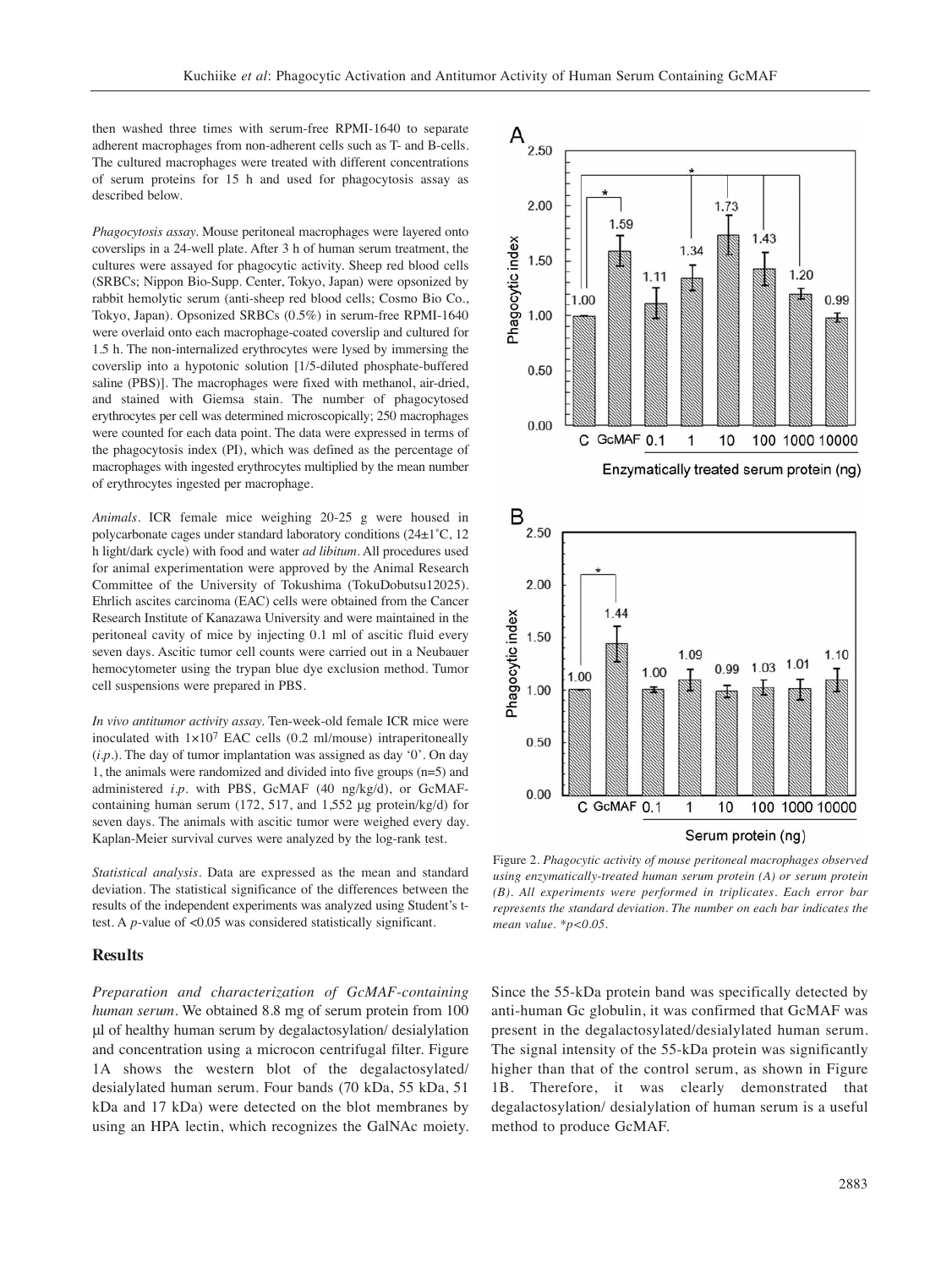then washed three times with serum-free RPMI-1640 to separate adherent macrophages from non-adherent cells such as T- and B-cells. The cultured macrophages were treated with different concentrations of serum proteins for 15 h and used for phagocytosis assay as described below.

*Phagocytosis assay*. Mouse peritoneal macrophages were layered onto coverslips in a 24-well plate. After 3 h of human serum treatment, the cultures were assayed for phagocytic activity. Sheep red blood cells (SRBCs; Nippon Bio-Supp. Center, Tokyo, Japan) were opsonized by rabbit hemolytic serum (anti-sheep red blood cells; Cosmo Bio Co., Tokyo, Japan). Opsonized SRBCs (0.5%) in serum-free RPMI-1640 were overlaid onto each macrophage-coated coverslip and cultured for 1.5 h. The non-internalized erythrocytes were lysed by immersing the coverslip into a hypotonic solution [1/5-diluted phosphate-buffered saline (PBS)]. The macrophages were fixed with methanol, air-dried, and stained with Giemsa stain. The number of phagocytosed erythrocytes per cell was determined microscopically; 250 macrophages were counted for each data point. The data were expressed in terms of the phagocytosis index (PI), which was defined as the percentage of macrophages with ingested erythrocytes multiplied by the mean number of erythrocytes ingested per macrophage.

*Animals*. ICR female mice weighing 20-25 g were housed in polycarbonate cages under standard laboratory conditions (24±1˚C, 12 h light/dark cycle) with food and water *ad libitum*. All procedures used for animal experimentation were approved by the Animal Research Committee of the University of Tokushima (TokuDobutsu12025). Ehrlich ascites carcinoma (EAC) cells were obtained from the Cancer Research Institute of Kanazawa University and were maintained in the peritoneal cavity of mice by injecting 0.1 ml of ascitic fluid every seven days. Ascitic tumor cell counts were carried out in a Neubauer hemocytometer using the trypan blue dye exclusion method. Tumor cell suspensions were prepared in PBS.

*In vivo antitumor activity assay*. Ten-week-old female ICR mice were inoculated with $1\times10^7$ EAC cells (0.2 ml/mouse) intraperitoneally (*i.p.*). The day of tumor implantation was assigned as day '0'. On day 1, the animals were randomized and divided into five groups (n=5) and administered *i.p.* with PBS, GcMAF (40 ng/kg/d), or GcMAF-containing human serum (172, 517, and 1,552 μg protein/kg/d) for seven days. The animals with ascitic tumor were weighed every day. Kaplan-Meier survival curves were analyzed by the log-rank test.

*Statistical analysis*. Data are expressed as the mean and standard deviation. The statistical significance of the differences between the results of the independent experiments was analyzed using Student's t-test. A *p*-value of $<0.05$ was considered statistically significant.

## Results

*Preparation and characterization of GcMAF-containing human serum*. We obtained 8.8 mg of serum protein from 100 μl of healthy human serum by degalactosylation/ desialylation and concentration using a microcon centrifugal filter. Figure 1A shows the western blot of the degalactosylated/ desialylated human serum. Four bands (70 kDa, 55 kDa, 51 kDa and 17 kDa) were detected on the blot membranes by using an HPA lectin, which recognizes the GalNAc moiety. Since the 55-kDa protein band was specifically detected by anti-human Gc globulin, it was confirmed that GcMAF was present in the degalactosylated/desialylated human serum. The signal intensity of the 55-kDa protein was significantly higher than that of the control serum, as shown in Figure 1B. Therefore, it was clearly demonstrated that degalactosylation/ desialylation of human serum is a useful method to produce GcMAF.

Figure 2. *Phagocytic activity of mouse peritoneal macrophages observed using enzymatically-treated human serum protein (A) or serum protein (B). All experiments were performed in triplicates. Each error bar represents the standard deviation. The number on each bar indicates the mean value. *p<0.05.*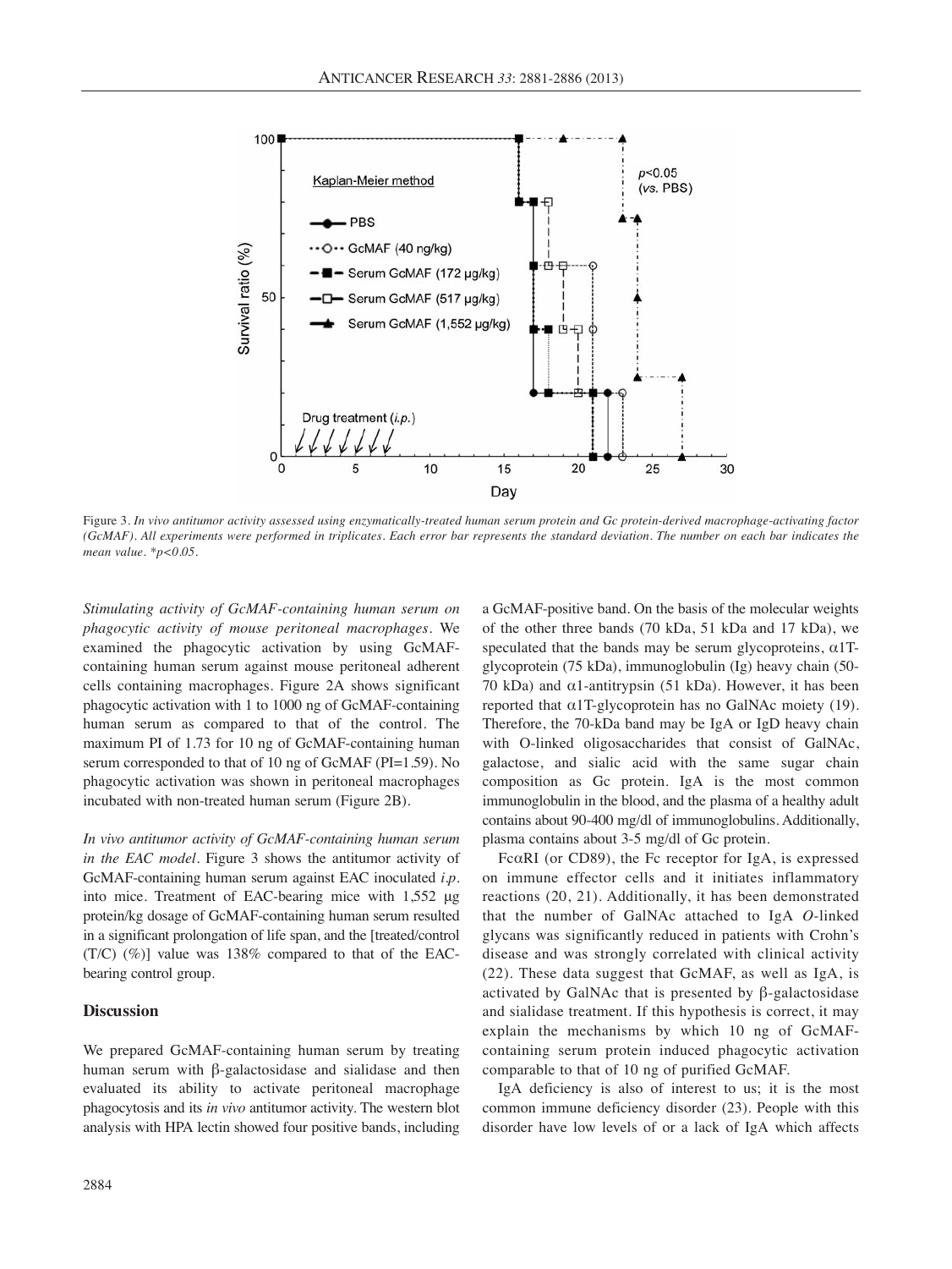Figure 3. *In vivo antitumor activity assessed using enzymatically-treated human serum protein and Gc protein-derived macrophage-activating factor (GcMAF). All experiments were performed in triplicates. Each error bar represents the standard deviation. The number on each bar indicates the mean value.* $^{*}p<0.05$.

*Stimulating activity of GcMAF-containing human serum on phagocytic activity of mouse peritoneal macrophages.* We examined the phagocytic activation by using GcMAF-containing human serum against mouse peritoneal adherent cells containing macrophages. Figure 2A shows significant phagocytic activation with 1 to 1000 ng of GcMAF-containing human serum as compared to that of the control. The maximum PI of 1.73 for 10 ng of GcMAF-containing human serum corresponded to that of 10 ng of GcMAF (PI=1.59). No phagocytic activation was shown in peritoneal macrophages incubated with non-treated human serum (Figure 2B).

*In vivo antitumor activity of GcMAF-containing human serum in the EAC model.* Figure 3 shows the antitumor activity of GcMAF-containing human serum against EAC inoculated *i.p.* into mice. Treatment of EAC-bearing mice with 1,552 μg protein/kg dosage of GcMAF-containing human serum resulted in a significant prolongation of life span, and the [treated/control (T/C) (%)] value was 138% compared to that of the EAC-bearing control group.

## Discussion

We prepared GcMAF-containing human serum by treating human serum with β-galactosidase and sialidase and then evaluated its ability to activate peritoneal macrophage phagocytosis and its *in vivo* antitumor activity. The western blot analysis with HPA lectin showed four positive bands, including a GcMAF-positive band. On the basis of the molecular weights of the other three bands (70 kDa, 51 kDa and 17 kDa), we speculated that the bands may be serum glycoproteins, α1T-glycoprotein (75 kDa), immunoglobulin (Ig) heavy chain (50-70 kDa) and α1-antitrypsin (51 kDa). However, it has been reported that α1T-glycoprotein has no GalNAc moiety (19). Therefore, the 70-kDa band may be IgA or IgD heavy chain with O-linked oligosaccharides that consist of GalNAc, galactose, and sialic acid with the same sugar chain composition as Gc protein. IgA is the most common immunoglobulin in the blood, and the plasma of a healthy adult contains about 90-400 mg/dl of immunoglobulins. Additionally, plasma contains about 3-5 mg/dl of Gc protein.

FcαRI (or CD89), the Fc receptor for IgA, is expressed on immune effector cells and it initiates inflammatory reactions (20, 21). Additionally, it has been demonstrated that the number of GalNAc attached to IgA *O*-linked glycans was significantly reduced in patients with Crohn's disease and was strongly correlated with clinical activity (22). These data suggest that GcMAF, as well as IgA, is activated by GalNAc that is presented by β-galactosidase and sialidase treatment. If this hypothesis is correct, it may explain the mechanisms by which 10 ng of GcMAF-containing serum protein induced phagocytic activation comparable to that of 10 ng of purified GcMAF.

IgA deficiency is also of interest to us; it is the most common immune deficiency disorder (23). People with this disorder have low levels of or a lack of IgA which affects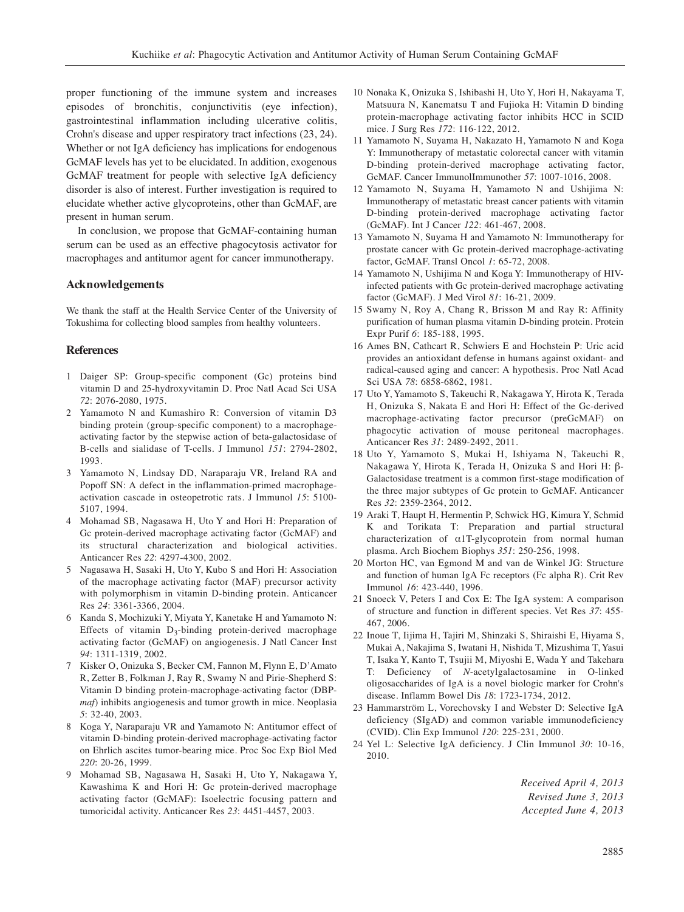proper functioning of the immune system and increases episodes of bronchitis, conjunctivitis (eye infection), gastrointestinal inflammation including ulcerative colitis, Crohn's disease and upper respiratory tract infections (23, 24). Whether or not IgA deficiency has implications for endogenous GcMAF levels has yet to be elucidated. In addition, exogenous GcMAF treatment for people with selective IgA deficiency disorder is also of interest. Further investigation is required to elucidate whether active glycoproteins, other than GcMAF, are present in human serum.

In conclusion, we propose that GcMAF-containing human serum can be used as an effective phagocytosis activator for macrophages and antitumor agent for cancer immunotherapy.

## Acknowledgements

We thank the staff at the Health Service Center of the University of Tokushima for collecting blood samples from healthy volunteers.

## References

1 Daiger SP: Group-specific component (Gc) proteins bind vitamin D and 25-hydroxyvitamin D. Proc Natl Acad Sci USA *72*: 2076-2080, 1975.

2 Yamamoto N and Kumashiro R: Conversion of vitamin D3 binding protein (group-specific component) to a macrophage-activating factor by the stepwise action of beta-galactosidase of B-cells and sialidase of T-cells. J Immunol *151*: 2794-2802, 1993.

3 Yamamoto N, Lindsay DD, Naraparaju VR, Ireland RA and Popoff SN: A defect in the inflammation-primed macrophage-activation cascade in osteopetrotic rats. J Immunol *15*: 5100-5107, 1994.

4 Mohamad SB, Nagasawa H, Uto Y and Hori H: Preparation of Gc protein-derived macrophage activating factor (GcMAF) and its structural characterization and biological activities. Anticancer Res *22*: 4297-4300, 2002.

5 Nagasawa H, Sasaki H, Uto Y, Kubo S and Hori H: Association of the macrophage activating factor (MAF) precursor activity with polymorphism in vitamin D-binding protein. Anticancer Res *24*: 3361-3366, 2004.

6 Kanda S, Mochizuki Y, Miyata Y, Kanetake H and Yamamoto N: Effects of vitamin $D_3$-binding protein-derived macrophage activating factor (GcMAF) on angiogenesis. J Natl Cancer Inst *94*: 1311-1319, 2002.

7 Kisker O, Onizuka S, Becker CM, Fannon M, Flynn E, D'Amato R, Zetter B, Folkman J, Ray R, Swamy N and Pirie-Shepherd S: Vitamin D binding protein-macrophage-activating factor (DBP-*maf*) inhibits angiogenesis and tumor growth in mice. Neoplasia *5*: 32-40, 2003.

8 Koga Y, Naraparaju VR and Yamamoto N: Antitumor effect of vitamin D-binding protein-derived macrophage-activating factor on Ehrlich ascites tumor-bearing mice. Proc Soc Exp Biol Med *220*: 20-26, 1999.

9 Mohamad SB, Nagasawa H, Sasaki H, Uto Y, Nakagawa Y, Kawashima K and Hori H: Gc protein-derived macrophage activating factor (GcMAF): Isoelectric focusing pattern and tumoricidal activity. Anticancer Res *23*: 4451-4457, 2003.

10 Nonaka K, Onizuka S, Ishibashi H, Uto Y, Hori H, Nakayama T, Matsuura N, Kanematsu T and Fujioka H: Vitamin D binding protein-macrophage activating factor inhibits HCC in SCID mice. J Surg Res *172*: 116-122, 2012.

11 Yamamoto N, Suyama H, Nakazato H, Yamamoto N and Koga Y: Immunotherapy of metastatic colorectal cancer with vitamin D-binding protein-derived macrophage activating factor, GcMAF. Cancer ImmunolImmunother *57*: 1007-1016, 2008.

12 Yamamoto N, Suyama H, Yamamoto N and Ushijima N: Immunotherapy of metastatic breast cancer patients with vitamin D-binding protein-derived macrophage activating factor (GcMAF). Int J Cancer *122*: 461-467, 2008.

13 Yamamoto N, Suyama H and Yamamoto N: Immunotherapy for prostate cancer with Gc protein-derived macrophage-activating factor, GcMAF. Transl Oncol *1*: 65-72, 2008.

14 Yamamoto N, Ushijima N and Koga Y: Immunotherapy of HIV-infected patients with Gc protein-derived macrophage activating factor (GcMAF). J Med Virol *81*: 16-21, 2009.

15 Swamy N, Roy A, Chang R, Brisson M and Ray R: Affinity purification of human plasma vitamin D-binding protein. Protein Expr Purif *6*: 185-188, 1995.

16 Ames BN, Cathcart R, Schwiers E and Hochstein P: Uric acid provides an antioxidant defense in humans against oxidant- and radical-caused aging and cancer: A hypothesis. Proc Natl Acad Sci USA *78*: 6858-6862, 1981.

17 Uto Y, Yamamoto S, Takeuchi R, Nakagawa Y, Hirota K, Terada H, Onizuka S, Nakata E and Hori H: Effect of the Gc-derived macrophage-activating factor precursor (preGcMAF) on phagocytic activation of mouse peritoneal macrophages. Anticancer Res *31*: 2489-2492, 2011.

18 Uto Y, Yamamoto S, Mukai H, Ishiyama N, Takeuchi R, Nakagawa Y, Hirota K, Terada H, Onizuka S and Hori H: β-Galactosidase treatment is a common first-stage modification of the three major subtypes of Gc protein to GcMAF. Anticancer Res *32*: 2359-2364, 2012.

19 Araki T, Haupt H, Hermentin P, Schwick HG, Kimura Y, Schmid K and Torikata T: Preparation and partial structural characterization of α1T-glycoprotein from normal human plasma. Arch Biochem Biophys *351*: 250-256, 1998.

20 Morton HC, van Egmond M and van de Winkel JG: Structure and function of human IgA Fc receptors (Fc alpha R). Crit Rev Immunol *16*: 423-440, 1996.

21 Snoeck V, Peters I and Cox E: The IgA system: A comparison of structure and function in different species. Vet Res *37*: 455-467, 2006.

22 Inoue T, Iijima H, Tajiri M, Shinzaki S, Shiraishi E, Hiyama S, Mukai A, Nakajima S, Iwatani H, Nishida T, Mizushima T, Yasui T, Isaka Y, Kanto T, Tsujii M, Miyoshi E, Wada Y and Takehara T: Deficiency of *N*-acetylgalactosamine in O-linked oligosaccharides of IgA is a novel biologic marker for Crohn's disease. Inflamm Bowel Dis *18*: 1723-1734, 2012.

23 Hammarström L, Vorechovsky I and Webster D: Selective IgA deficiency (SIgAD) and common variable immunodeficiency (CVID). Clin Exp Immunol *120*: 225-231, 2000.

24 Yel L: Selective IgA deficiency. J Clin Immunol *30*: 10-16, 2010.

*Received April 4, 2013*
*Revised June 3, 2013*
*Accepted June 4, 2013*